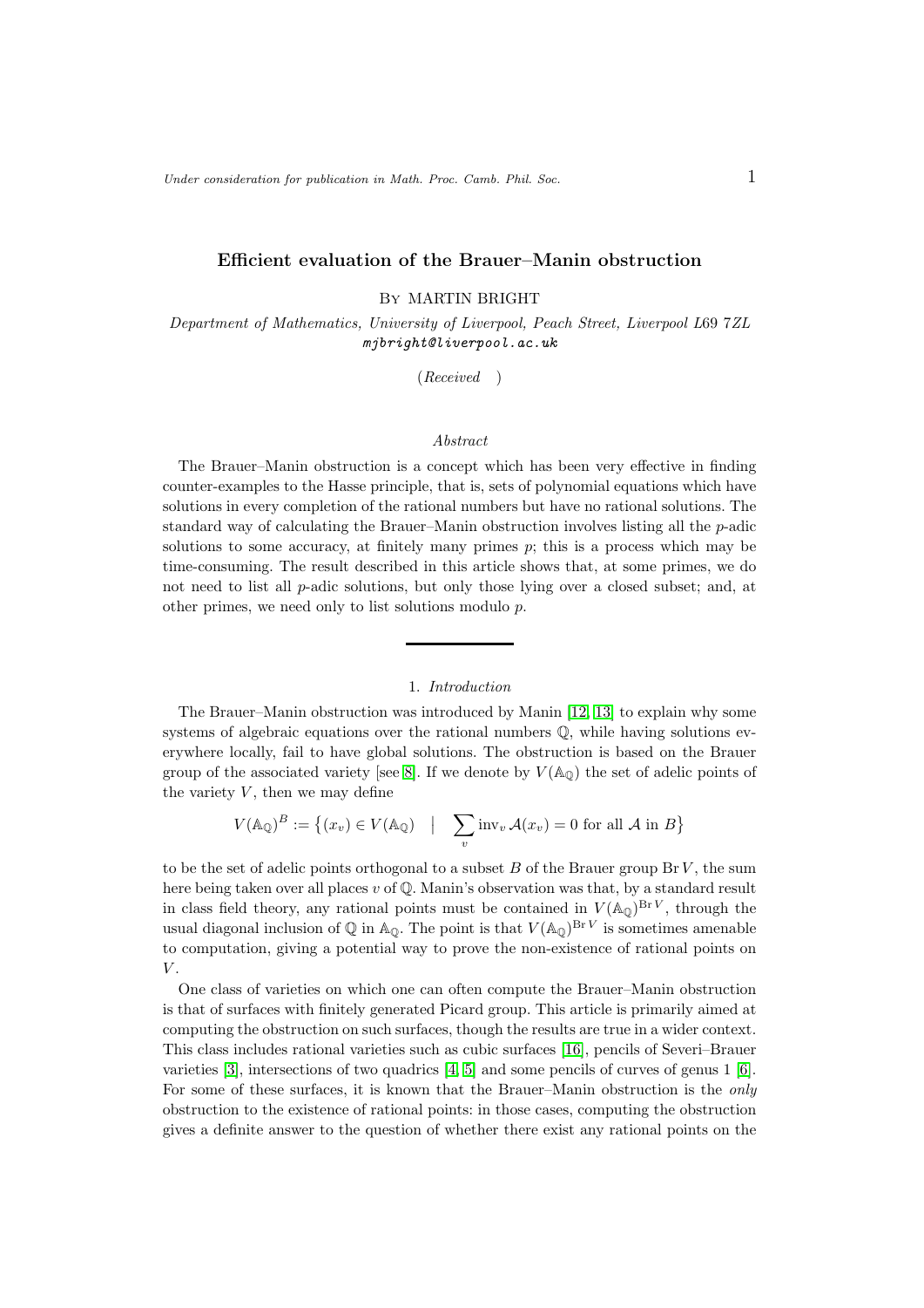# Efficient evaluation of the Brauer–Manin obstruction

By MARTIN BRIGHT

*Department of Mathematics, University of Liverpool, Peach Street, Liverpool L69 7ZL*
*mjbright@liverpool.ac.uk*

(*Received* )

*Abstract*

The Brauer–Manin obstruction is a concept which has been very effective in finding counter-examples to the Hasse principle, that is, sets of polynomial equations which have solutions in every completion of the rational numbers but have no rational solutions. The standard way of calculating the Brauer–Manin obstruction involves listing all the $p$-adic solutions to some accuracy, at finitely many primes $p$; this is a process which may be time-consuming. The result described in this article shows that, at some primes, we do not need to list all $p$-adic solutions, but only those lying over a closed subset; and, at other primes, we need only to list solutions modulo $p$.

## 1. *Introduction*

The Brauer–Manin obstruction was introduced by Manin [12, 13] to explain why some systems of algebraic equations over the rational numbers $\mathbb{Q}$, while having solutions everywhere locally, fail to have global solutions. The obstruction is based on the Brauer group of the associated variety [see [8]. If we denote by $V(\mathbb{A}_\mathbb{Q})$ the set of adelic points of the variety $V$, then we may define

$$V(\mathbb{A}_\mathbb{Q})^B := \{ (x_v) \in V(\mathbb{A}_\mathbb{Q}) \quad | \quad \sum_v \operatorname{inv}_v \mathcal{A}(x_v) = 0 \text{ for all } \mathcal{A} \text{ in } B \}$$

to be the set of adelic points orthogonal to a subset $B$ of the Brauer group $\operatorname{Br} V$, the sum here being taken over all places $v$ of $\mathbb{Q}$. Manin's observation was that, by a standard result in class field theory, any rational points must be contained in $V(\mathbb{A}_\mathbb{Q})^{\operatorname{Br} V}$, through the usual diagonal inclusion of $\mathbb{Q}$ in $\mathbb{A}_\mathbb{Q}$. The point is that $V(\mathbb{A}_\mathbb{Q})^{\operatorname{Br} V}$ is sometimes amenable to computation, giving a potential way to prove the non-existence of rational points on $V$.

One class of varieties on which one can often compute the Brauer–Manin obstruction is that of surfaces with finitely generated Picard group. This article is primarily aimed at computing the obstruction on such surfaces, though the results are true in a wider context. This class includes rational varieties such as cubic surfaces [16], pencils of Severi–Brauer varieties [3], intersections of two quadrics [4, 5] and some pencils of curves of genus 1 [6]. For some of these surfaces, it is known that the Brauer–Manin obstruction is the *only* obstruction to the existence of rational points: in those cases, computing the obstruction gives a definite answer to the question of whether there exist any rational points on the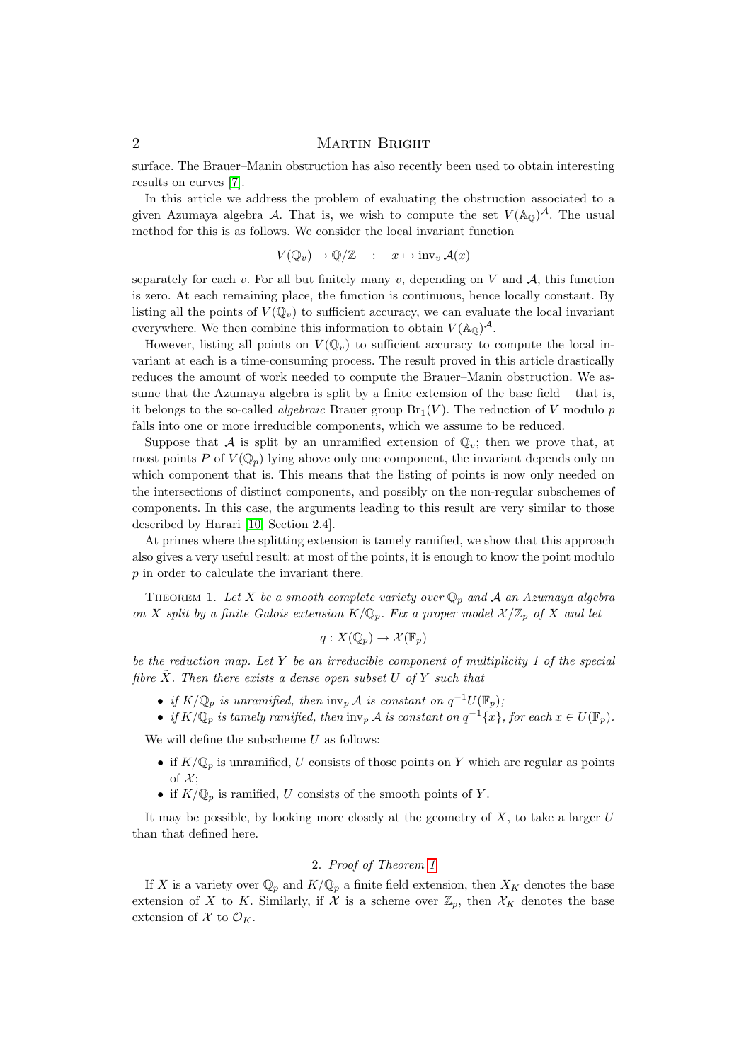surface. The Brauer–Manin obstruction has also recently been used to obtain interesting results on curves [7].

In this article we address the problem of evaluating the obstruction associated to a given Azumaya algebra $\mathcal{A}$. That is, we wish to compute the set $V(\mathbb{A}_{\mathbb{Q}})^{\mathcal{A}}$. The usual method for this is as follows. We consider the local invariant function

$$V(\mathbb{Q}_v) \to \mathbb{Q}/\mathbb{Z} \quad : \quad x \mapsto \operatorname{inv}_v \mathcal{A}(x)$$

separately for each $v$. For all but finitely many $v$, depending on $V$ and $\mathcal{A}$, this function is zero. At each remaining place, the function is continuous, hence locally constant. By listing all the points of $V(\mathbb{Q}_v)$ to sufficient accuracy, we can evaluate the local invariant everywhere. We then combine this information to obtain $V(\mathbb{A}_{\mathbb{Q}})^{\mathcal{A}}$.

However, listing all points on $V(\mathbb{Q}_v)$ to sufficient accuracy to compute the local invariant at each is a time-consuming process. The result proved in this article drastically reduces the amount of work needed to compute the Brauer–Manin obstruction. We assume that the Azumaya algebra is split by a finite extension of the base field – that is, it belongs to the so-called *algebraic* Brauer group $\operatorname{Br}_1(V)$. The reduction of $V$ modulo $p$ falls into one or more irreducible components, which we assume to be reduced.

Suppose that $\mathcal{A}$ is split by an unramified extension of $\mathbb{Q}_v$; then we prove that, at most points $P$ of $V(\mathbb{Q}_p)$ lying above only one component, the invariant depends only on which component that is. This means that the listing of points is now only needed on the intersections of distinct components, and possibly on the non-regular subschemes of components. In this case, the arguments leading to this result are very similar to those described by Harari [10, Section 2.4].

At primes where the splitting extension is tamely ramified, we show that this approach also gives a very useful result: at most of the points, it is enough to know the point modulo $p$ in order to calculate the invariant there.

Theorem 1. *Let $X$ be a smooth complete variety over $\mathbb{Q}_p$ and $\mathcal{A}$ an Azumaya algebra on $X$ split by a finite Galois extension $K/\mathbb{Q}_p$. Fix a proper model $\mathcal{X}/\mathbb{Z}_p$ of $X$ and let*

$$q : X(\mathbb{Q}_p) \to \mathcal{X}(\mathbb{F}_p)$$

*be the reduction map. Let $Y$ be an irreducible component of multiplicity 1 of the special fibre $\tilde{X}$. Then there exists a dense open subset $U$ of $Y$ such that*

- *if $K/\mathbb{Q}_p$ is unramified, then $\operatorname{inv}_p \mathcal{A}$ is constant on $q^{-1}U(\mathbb{F}_p)$;*
- *if $K/\mathbb{Q}_p$ is tamely ramified, then $\operatorname{inv}_p \mathcal{A}$ is constant on $q^{-1}\{x\}$, for each $x \in U(\mathbb{F}_p)$.*

We will define the subscheme $U$ as follows:

- if $K/\mathbb{Q}_p$ is unramified, $U$ consists of those points on $Y$ which are regular as points of $\mathcal{X}$;
- if $K/\mathbb{Q}_p$ is ramified, $U$ consists of the smooth points of $Y$.

It may be possible, by looking more closely at the geometry of $X$, to take a larger $U$ than that defined here.

## 2. *Proof of Theorem 1*

If $X$ is a variety over $\mathbb{Q}_p$ and $K/\mathbb{Q}_p$ a finite field extension, then $X_K$ denotes the base extension of $X$ to $K$. Similarly, if $\mathcal{X}$ is a scheme over $\mathbb{Z}_p$, then $\mathcal{X}_K$ denotes the base extension of $\mathcal{X}$ to $\mathcal{O}_K$.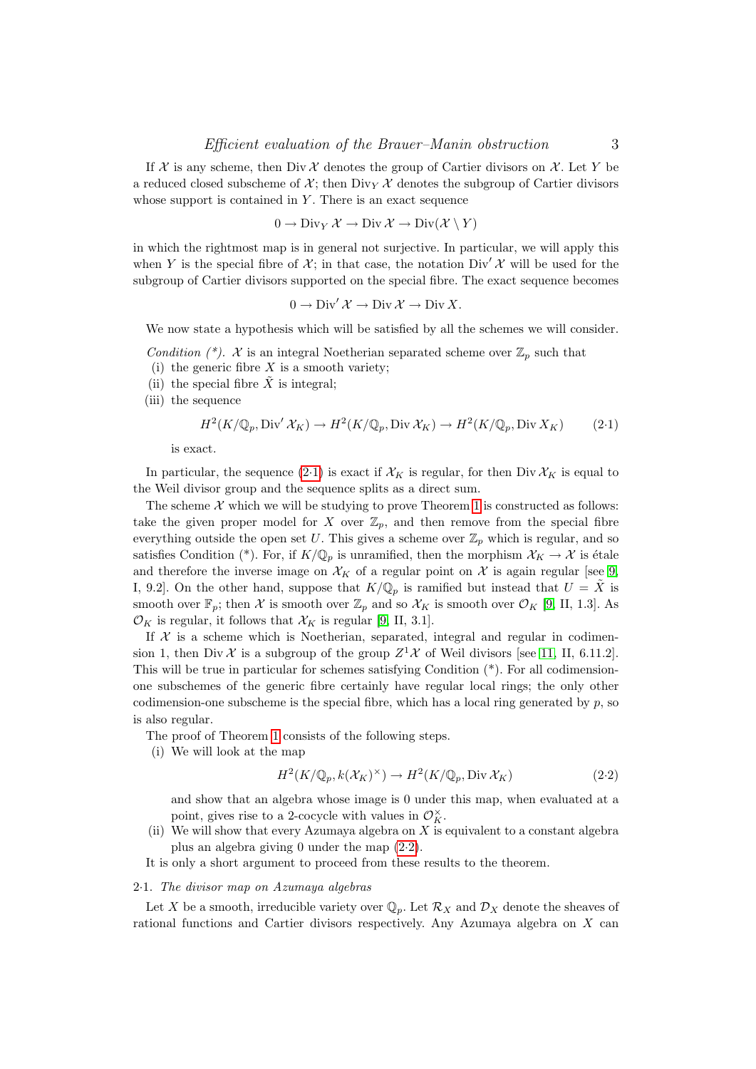If $\mathcal{X}$ is any scheme, then $\operatorname{Div}\mathcal{X}$ denotes the group of Cartier divisors on $\mathcal{X}$. Let $Y$ be a reduced closed subscheme of $\mathcal{X}$; then $\operatorname{Div}_Y \mathcal{X}$ denotes the subgroup of Cartier divisors whose support is contained in $Y$. There is an exact sequence

$$0 \to \operatorname{Div}_Y \mathcal{X} \to \operatorname{Div}\mathcal{X} \to \operatorname{Div}(\mathcal{X} \setminus Y)$$

in which the rightmost map is in general not surjective. In particular, we will apply this when $Y$ is the special fibre of $\mathcal{X}$; in that case, the notation $\operatorname{Div}'\mathcal{X}$ will be used for the subgroup of Cartier divisors supported on the special fibre. The exact sequence becomes

$$0 \to \operatorname{Div}'\mathcal{X} \to \operatorname{Div}\mathcal{X} \to \operatorname{Div} X.$$

We now state a hypothesis which will be satisfied by all the schemes we will consider.

*Condition (\*).* $\mathcal{X}$ is an integral Noetherian separated scheme over $\mathbb{Z}_p$ such that

(i) the generic fibre $X$ is a smooth variety;

(ii) the special fibre $\tilde{X}$ is integral;

(iii) the sequence

$$H^2(K/\mathbb{Q}_p, \operatorname{Div}'\mathcal{X}_K) \to H^2(K/\mathbb{Q}_p, \operatorname{Div}\mathcal{X}_K) \to H^2(K/\mathbb{Q}_p, \operatorname{Div} X_K) \qquad (2\cdot1)$$

is exact.

In particular, the sequence (2·1) is exact if $\mathcal{X}_K$ is regular, for then $\operatorname{Div}\mathcal{X}_K$ is equal to the Weil divisor group and the sequence splits as a direct sum.

The scheme $\mathcal{X}$ which we will be studying to prove Theorem 1 is constructed as follows: take the given proper model for $X$ over $\mathbb{Z}_p$, and then remove from the special fibre everything outside the open set $U$. This gives a scheme over $\mathbb{Z}_p$ which is regular, and so satisfies Condition (\*). For, if $K/\mathbb{Q}_p$ is unramified, then the morphism $\mathcal{X}_K \to \mathcal{X}$ is étale and therefore the inverse image on $\mathcal{X}_K$ of a regular point on $\mathcal{X}$ is again regular [see 9, I, 9.2]. On the other hand, suppose that $K/\mathbb{Q}_p$ is ramified but instead that $U = \tilde{X}$ is smooth over $\mathbb{F}_p$; then $\mathcal{X}$ is smooth over $\mathbb{Z}_p$ and so $\mathcal{X}_K$ is smooth over $\mathcal{O}_K$ [9, II, 1.3]. As $\mathcal{O}_K$ is regular, it follows that $\mathcal{X}_K$ is regular [9, II, 3.1].

If $\mathcal{X}$ is a scheme which is Noetherian, separated, integral and regular in codimension 1, then $\operatorname{Div}\mathcal{X}$ is a subgroup of the group $Z^1\mathcal{X}$ of Weil divisors [see 11, II, 6.11.2]. This will be true in particular for schemes satisfying Condition (\*). For all codimension-one subschemes of the generic fibre certainly have regular local rings; the only other codimension-one subscheme is the special fibre, which has a local ring generated by $p$, so is also regular.

The proof of Theorem 1 consists of the following steps.

(i) We will look at the map

$$H^2(K/\mathbb{Q}_p, k(\mathcal{X}_K)^\times) \to H^2(K/\mathbb{Q}_p, \operatorname{Div}\mathcal{X}_K) \qquad (2\cdot2)$$

and show that an algebra whose image is 0 under this map, when evaluated at a point, gives rise to a 2-cocycle with values in $\mathcal{O}_K^\times$.

(ii) We will show that every Azumaya algebra on $X$ is equivalent to a constant algebra plus an algebra giving 0 under the map (2·2).

It is only a short argument to proceed from these results to the theorem.

### 2·1. *The divisor map on Azumaya algebras*

Let $X$ be a smooth, irreducible variety over $\mathbb{Q}_p$. Let $\mathcal{R}_X$ and $\mathcal{D}_X$ denote the sheaves of rational functions and Cartier divisors respectively. Any Azumaya algebra on $X$ can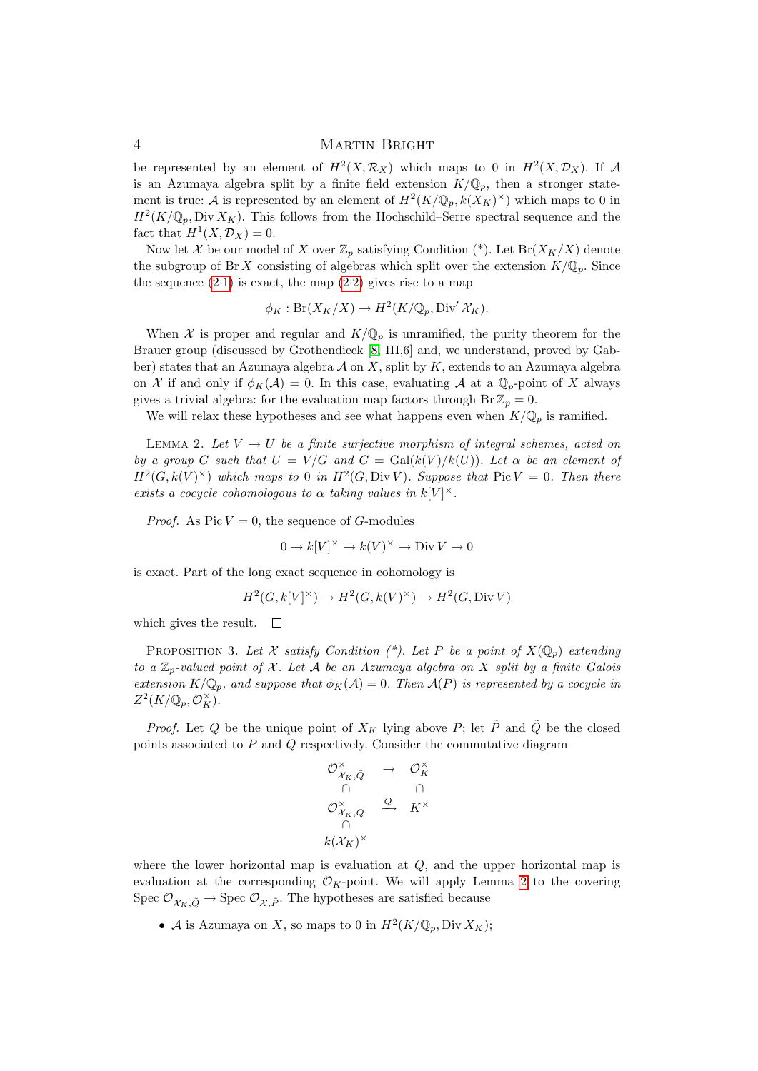be represented by an element of $H^2(X, \mathcal{R}_X)$ which maps to 0 in $H^2(X, \mathcal{D}_X)$. If $\mathcal{A}$ is an Azumaya algebra split by a finite field extension $K/\mathbb{Q}_p$, then a stronger statement is true: $\mathcal{A}$ is represented by an element of $H^2(K/\mathbb{Q}_p, k(X_K)^\times)$ which maps to 0 in $H^2(K/\mathbb{Q}_p, \operatorname{Div} X_K)$. This follows from the Hochschild–Serre spectral sequence and the fact that $H^1(X, \mathcal{D}_X) = 0$.

Now let $\mathcal{X}$ be our model of $X$ over $\mathbb{Z}_p$ satisfying Condition (\*). Let $\operatorname{Br}(X_K/X)$ denote the subgroup of $\operatorname{Br} X$ consisting of algebras which split over the extension $K/\mathbb{Q}_p$. Since the sequence (2·1) is exact, the map (2·2) gives rise to a map

$$\phi_K : \operatorname{Br}(X_K/X) \to H^2(K/\mathbb{Q}_p, \operatorname{Div}' \mathcal{X}_K).$$

When $\mathcal{X}$ is proper and regular and $K/\mathbb{Q}_p$ is unramified, the purity theorem for the Brauer group (discussed by Grothendieck [8] III,6] and, we understand, proved by Gabber) states that an Azumaya algebra $\mathcal{A}$ on $X$, split by $K$, extends to an Azumaya algebra on $\mathcal{X}$ if and only if $\phi_K(\mathcal{A}) = 0$. In this case, evaluating $\mathcal{A}$ at a $\mathbb{Q}_p$-point of $X$ always gives a trivial algebra: for the evaluation map factors through $\operatorname{Br} \mathbb{Z}_p = 0$.

We will relax these hypotheses and see what happens even when $K/\mathbb{Q}_p$ is ramified.

Lemma 2. *Let $V \to U$ be a finite surjective morphism of integral schemes, acted on by a group $G$ such that $U = V/G$ and $G = \operatorname{Gal}(k(V)/k(U))$. Let $\alpha$ be an element of $H^2(G, k(V)^\times)$ which maps to 0 in $H^2(G, \operatorname{Div} V)$. Suppose that $\operatorname{Pic} V = 0$. Then there exists a cocycle cohomologous to $\alpha$ taking values in $k[V]^\times$.*

*Proof.* As $\operatorname{Pic} V = 0$, the sequence of $G$-modules

$$0 \to k[V]^\times \to k(V)^\times \to \operatorname{Div} V \to 0$$

is exact. Part of the long exact sequence in cohomology is

$$H^2(G, k[V]^\times) \to H^2(G, k(V)^\times) \to H^2(G, \operatorname{Div} V)$$

which gives the result. □

Proposition 3. *Let $\mathcal{X}$ satisfy Condition (\*). Let $P$ be a point of $X(\mathbb{Q}_p)$ extending to a $\mathbb{Z}_p$-valued point of $\mathcal{X}$. Let $\mathcal{A}$ be an Azumaya algebra on $X$ split by a finite Galois extension $K/\mathbb{Q}_p$, and suppose that $\phi_K(\mathcal{A}) = 0$. Then $\mathcal{A}(P)$ is represented by a cocycle in $Z^2(K/\mathbb{Q}_p, \mathcal{O}_K^\times)$.*

*Proof.* Let $Q$ be the unique point of $X_K$ lying above $P$; let $\tilde{P}$ and $\tilde{Q}$ be the closed points associated to $P$ and $Q$ respectively. Consider the commutative diagram

$$\begin{array}{ccc}
\mathcal{O}^\times_{\mathcal{X}_K, \tilde{Q}} & \to & \mathcal{O}_K^\times \\
\cap & & \cap \\
\mathcal{O}^\times_{\mathcal{X}_K, Q} & \xrightarrow{Q} & K^\times \\
\cap & & \\
k(\mathcal{X}_K)^\times & &
\end{array}$$

where the lower horizontal map is evaluation at $Q$, and the upper horizontal map is evaluation at the corresponding $\mathcal{O}_K$-point. We will apply Lemma 2 to the covering $\operatorname{Spec} \mathcal{O}_{\mathcal{X}_K, \tilde{Q}} \to \operatorname{Spec} \mathcal{O}_{\mathcal{X}, \tilde{P}}$. The hypotheses are satisfied because

- $\mathcal{A}$ is Azumaya on $X$, so maps to 0 in $H^2(K/\mathbb{Q}_p, \operatorname{Div} X_K)$;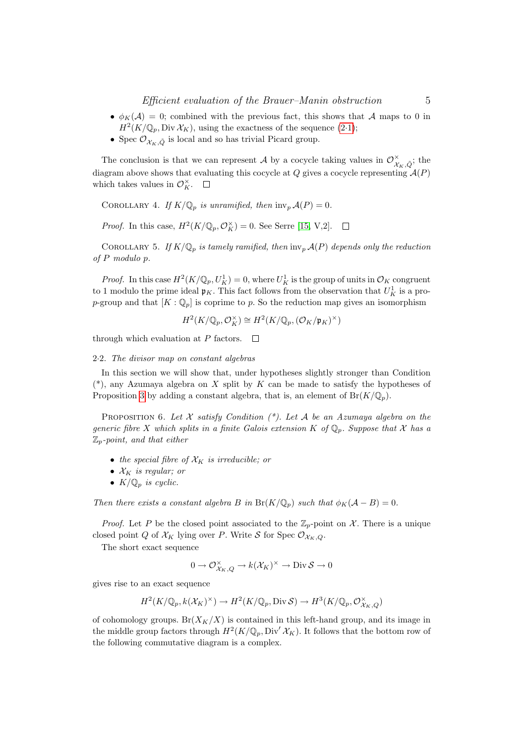- $\phi_K(\mathcal{A}) = 0$; combined with the previous fact, this shows that $\mathcal{A}$ maps to 0 in $H^2(K/\mathbb{Q}_p, \operatorname{Div} \mathcal{X}_K)$, using the exactness of the sequence (2·1);
- $\operatorname{Spec} \mathcal{O}_{\mathcal{X}_K, \tilde{Q}}$ is local and so has trivial Picard group.

The conclusion is that we can represent $\mathcal{A}$ by a cocycle taking values in $\mathcal{O}^\times_{\mathcal{X}_K, \tilde{Q}}$; the diagram above shows that evaluating this cocycle at $Q$ gives a cocycle representing $\mathcal{A}(P)$ which takes values in $\mathcal{O}_K^\times$. □

Corollary 4. *If $K/\mathbb{Q}_p$ is unramified, then* $\operatorname{inv}_p \mathcal{A}(P) = 0$.

*Proof.* In this case, $H^2(K/\mathbb{Q}_p, \mathcal{O}_K^\times) = 0$. See Serre [15, V,2]. □

Corollary 5. *If $K/\mathbb{Q}_p$ is tamely ramified, then $\operatorname{inv}_p \mathcal{A}(P)$ depends only the reduction of $P$ modulo $p$.*

*Proof.* In this case $H^2(K/\mathbb{Q}_p, U_K^1) = 0$, where $U_K^1$ is the group of units in $\mathcal{O}_K$ congruent to 1 modulo the prime ideal $\mathfrak{p}_K$. This fact follows from the observation that $U_K^1$ is a pro-$p$-group and that $[K : \mathbb{Q}_p]$ is coprime to $p$. So the reduction map gives an isomorphism

$$H^2(K/\mathbb{Q}_p, \mathcal{O}_K^\times) \cong H^2(K/\mathbb{Q}_p, (\mathcal{O}_K/\mathfrak{p}_K)^\times)$$

through which evaluation at $P$ factors. □

### 2·2. *The divisor map on constant algebras*

In this section we will show that, under hypotheses slightly stronger than Condition (*), any Azumaya algebra on $X$ split by $K$ can be made to satisfy the hypotheses of Proposition 3 by adding a constant algebra, that is, an element of $\operatorname{Br}(K/\mathbb{Q}_p)$.

Proposition 6. *Let $\mathcal{X}$ satisfy Condition (*). Let $\mathcal{A}$ be an Azumaya algebra on the generic fibre $X$ which splits in a finite Galois extension $K$ of $\mathbb{Q}_p$. Suppose that $\mathcal{X}$ has a $\mathbb{Z}_p$-point, and that either*

- *the special fibre of $\mathcal{X}_K$ is irreducible; or*
- *$\mathcal{X}_K$ is regular; or*
- *$K/\mathbb{Q}_p$ is cyclic.*

*Then there exists a constant algebra $B$ in $\operatorname{Br}(K/\mathbb{Q}_p)$ such that $\phi_K(\mathcal{A} - B) = 0$.*

*Proof.* Let $P$ be the closed point associated to the $\mathbb{Z}_p$-point on $\mathcal{X}$. There is a unique closed point $Q$ of $\mathcal{X}_K$ lying over $P$. Write $\mathcal{S}$ for $\operatorname{Spec} \mathcal{O}_{\mathcal{X}_K, Q}$.

The short exact sequence

$$0 \to \mathcal{O}^\times_{\mathcal{X}_K, Q} \to k(\mathcal{X}_K)^\times \to \operatorname{Div} \mathcal{S} \to 0$$

gives rise to an exact sequence

$$H^2(K/\mathbb{Q}_p, k(\mathcal{X}_K)^\times) \to H^2(K/\mathbb{Q}_p, \operatorname{Div} \mathcal{S}) \to H^3(K/\mathbb{Q}_p, \mathcal{O}^\times_{\mathcal{X}_K, Q})$$

of cohomology groups. $\operatorname{Br}(X_K/X)$ is contained in this left-hand group, and its image in the middle group factors through $H^2(K/\mathbb{Q}_p, \operatorname{Div}' \mathcal{X}_K)$. It follows that the bottom row of the following commutative diagram is a complex.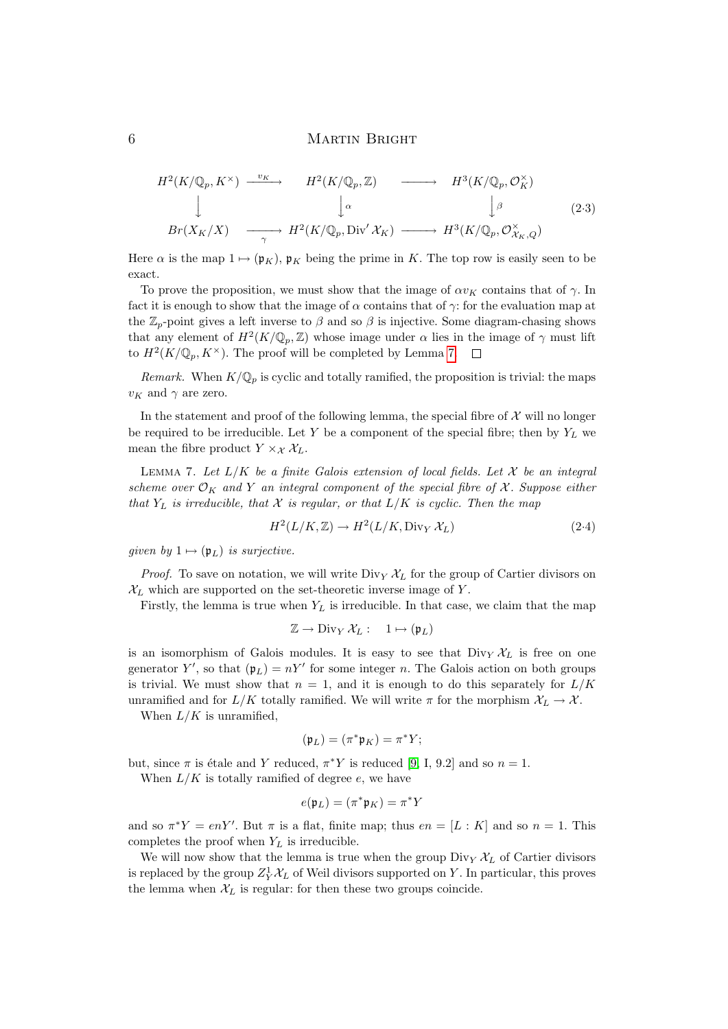$$
\begin{array}{ccccc}
H^2(K/\mathbb{Q}_p, K^\times) & \xrightarrow{v_K} & H^2(K/\mathbb{Q}_p, \mathbb{Z}) & \longrightarrow & H^3(K/\mathbb{Q}_p, \mathcal{O}_K^\times) \\
\downarrow & & \downarrow \alpha & & \downarrow \beta \\
Br(X_K/X) & \xrightarrow[\gamma]{} & H^2(K/\mathbb{Q}_p, \mathrm{Div}' \mathcal{X}_K) & \longrightarrow & H^3(K/\mathbb{Q}_p, \mathcal{O}^\times_{\mathcal{X}_K, Q})
\end{array}
\qquad (2{\cdot}3)
$$

Here $\alpha$ is the map $1 \mapsto (\mathfrak{p}_K)$, $\mathfrak{p}_K$ being the prime in $K$. The top row is easily seen to be exact.

To prove the proposition, we must show that the image of $\alpha v_K$ contains that of $\gamma$. In fact it is enough to show that the image of $\alpha$ contains that of $\gamma$: for the evaluation map at the $\mathbb{Z}_p$-point gives a left inverse to $\beta$ and so $\beta$ is injective. Some diagram-chasing shows that any element of $H^2(K/\mathbb{Q}_p, \mathbb{Z})$ whose image under $\alpha$ lies in the image of $\gamma$ must lift to $H^2(K/\mathbb{Q}_p, K^\times)$. The proof will be completed by Lemma 7. □

*Remark.* When $K/\mathbb{Q}_p$ is cyclic and totally ramified, the proposition is trivial: the maps $v_K$ and $\gamma$ are zero.

In the statement and proof of the following lemma, the special fibre of $\mathcal{X}$ will no longer be required to be irreducible. Let $Y$ be a component of the special fibre; then by $Y_L$ we mean the fibre product $Y \times_{\mathcal{X}} \mathcal{X}_L$.

LEMMA 7. *Let $L/K$ be a finite Galois extension of local fields. Let $\mathcal{X}$ be an integral scheme over $\mathcal{O}_K$ and $Y$ an integral component of the special fibre of $\mathcal{X}$. Suppose either that $Y_L$ is irreducible, that $\mathcal{X}$ is regular, or that $L/K$ is cyclic. Then the map*

$$
H^2(L/K, \mathbb{Z}) \to H^2(L/K, \mathrm{Div}_Y \mathcal{X}_L) \qquad (2{\cdot}4)
$$

*given by $1 \mapsto (\mathfrak{p}_L)$ is surjective.*

*Proof.* To save on notation, we will write $\mathrm{Div}_Y \mathcal{X}_L$ for the group of Cartier divisors on $\mathcal{X}_L$ which are supported on the set-theoretic inverse image of $Y$.

Firstly, the lemma is true when $Y_L$ is irreducible. In that case, we claim that the map

$$
\mathbb{Z} \to \mathrm{Div}_Y \mathcal{X}_L : \quad 1 \mapsto (\mathfrak{p}_L)
$$

is an isomorphism of Galois modules. It is easy to see that $\mathrm{Div}_Y \mathcal{X}_L$ is free on one generator $Y'$, so that $(\mathfrak{p}_L) = nY'$ for some integer $n$. The Galois action on both groups is trivial. We must show that $n = 1$, and it is enough to do this separately for $L/K$ unramified and for $L/K$ totally ramified. We will write $\pi$ for the morphism $\mathcal{X}_L \to \mathcal{X}$.

When $L/K$ is unramified,

$$
(\mathfrak{p}_L) = (\pi^* \mathfrak{p}_K) = \pi^* Y;
$$

but, since $\pi$ is étale and $Y$ reduced, $\pi^* Y$ is reduced [9, I, 9.2] and so $n = 1$.

When $L/K$ is totally ramified of degree $e$, we have

$$
e(\mathfrak{p}_L) = (\pi^* \mathfrak{p}_K) = \pi^* Y
$$

and so $\pi^* Y = enY'$. But $\pi$ is a flat, finite map; thus $en = [L : K]$ and so $n = 1$. This completes the proof when $Y_L$ is irreducible.

We will now show that the lemma is true when the group $\mathrm{Div}_Y \mathcal{X}_L$ of Cartier divisors is replaced by the group $Z^1_Y \mathcal{X}_L$ of Weil divisors supported on $Y$. In particular, this proves the lemma when $\mathcal{X}_L$ is regular: for then these two groups coincide.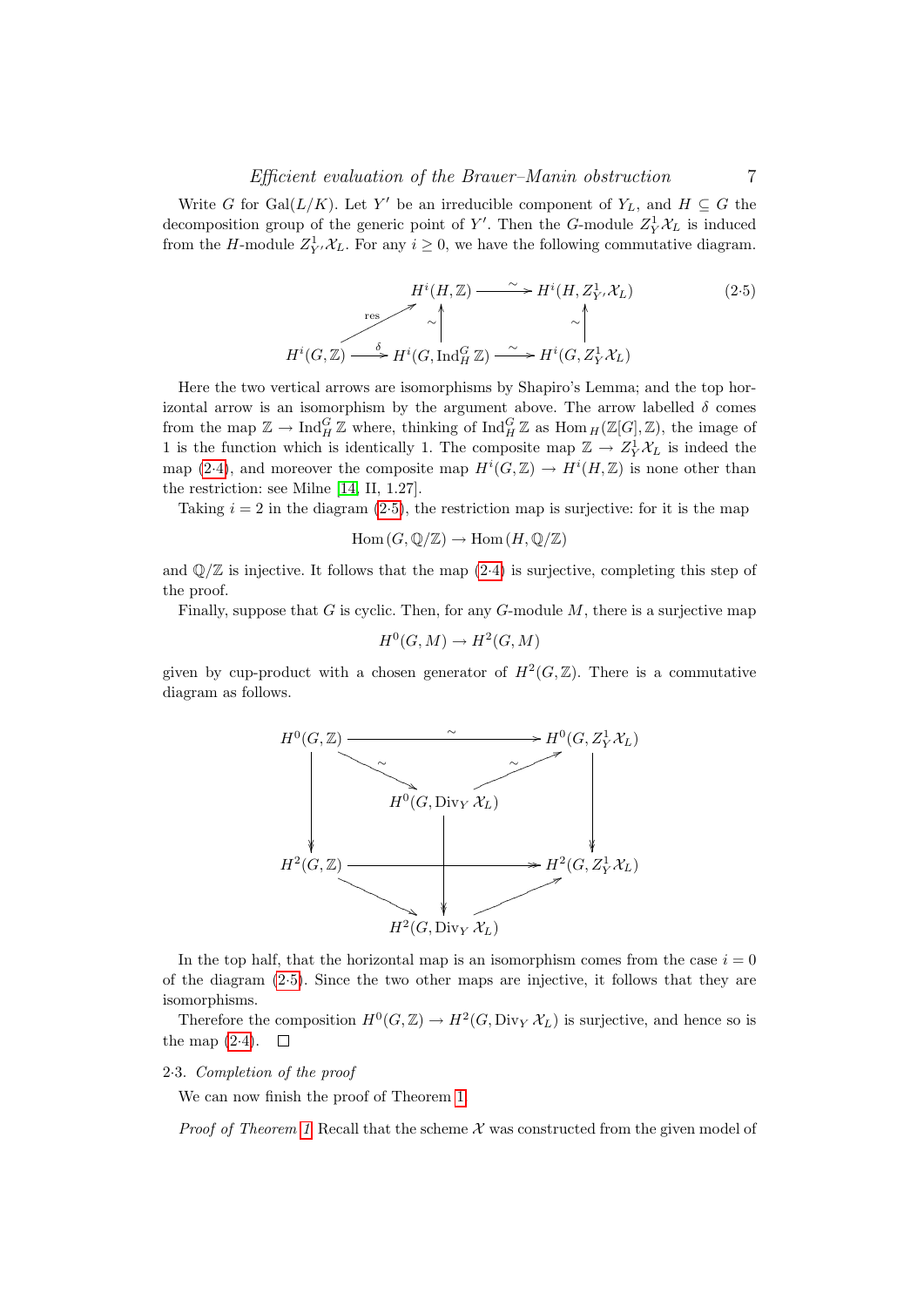Write $G$ for $\mathrm{Gal}(L/K)$. Let $Y'$ be an irreducible component of $Y_L$, and $H \subseteq G$ the decomposition group of the generic point of $Y'$. Then the $G$-module $Z^1_Y \mathcal{X}_L$ is induced from the $H$-module $Z^1_{Y'} \mathcal{X}_L$. For any $i \geq 0$, we have the following commutative diagram.

$$\begin{array}{ccccc}
 & & H^i(H,\mathbb{Z}) & \xrightarrow{\sim} & H^i(H, Z^1_{Y'}\mathcal{X}_L) \\
 & \overset{\text{res}}{\nearrow} & \uparrow \wr & & \uparrow \wr \\
H^i(G,\mathbb{Z}) & \xrightarrow{\delta} & H^i(G, \mathrm{Ind}_H^G \mathbb{Z}) & \xrightarrow{\sim} & H^i(G, Z^1_Y \mathcal{X}_L)
\end{array} \qquad (2{\cdot}5)$$

Here the two vertical arrows are isomorphisms by Shapiro's Lemma; and the top horizontal arrow is an isomorphism by the argument above. The arrow labelled $\delta$ comes from the map $\mathbb{Z} \to \mathrm{Ind}_H^G \mathbb{Z}$ where, thinking of $\mathrm{Ind}_H^G \mathbb{Z}$ as $\mathrm{Hom}_H(\mathbb{Z}[G], \mathbb{Z})$, the image of 1 is the function which is identically 1. The composite map $\mathbb{Z} \to Z^1_Y \mathcal{X}_L$ is indeed the map (2·4), and moreover the composite map $H^i(G,\mathbb{Z}) \to H^i(H,\mathbb{Z})$ is none other than the restriction: see Milne [14, II, 1.27].

Taking $i = 2$ in the diagram (2·5), the restriction map is surjective: for it is the map

$$\mathrm{Hom}\,(G, \mathbb{Q}/\mathbb{Z}) \to \mathrm{Hom}\,(H, \mathbb{Q}/\mathbb{Z})$$

and $\mathbb{Q}/\mathbb{Z}$ is injective. It follows that the map (2·4) is surjective, completing this step of the proof.

Finally, suppose that $G$ is cyclic. Then, for any $G$-module $M$, there is a surjective map

$$H^0(G, M) \to H^2(G, M)$$

given by cup-product with a chosen generator of $H^2(G, \mathbb{Z})$. There is a commutative diagram as follows.

$$\begin{array}{ccccc}
H^0(G,\mathbb{Z}) & & \xrightarrow{\sim} & & H^0(G, Z^1_Y\mathcal{X}_L) \\
 & \overset{\sim}{\searrow} & & \overset{\sim}{\nearrow} & \\
\downarrow & & H^0(G, \mathrm{Div}_Y \mathcal{X}_L) & & \downarrow \\
 & & \downarrow & & \\
H^2(G,\mathbb{Z}) & & \longrightarrow & & H^2(G, Z^1_Y\mathcal{X}_L) \\
 & \searrow & & \nearrow & \\
 & & H^2(G, \mathrm{Div}_Y \mathcal{X}_L) & &
\end{array}$$

In the top half, that the horizontal map is an isomorphism comes from the case $i = 0$ of the diagram (2·5). Since the two other maps are injective, it follows that they are isomorphisms.

Therefore the composition $H^0(G, \mathbb{Z}) \to H^2(G, \mathrm{Div}_Y \mathcal{X}_L)$ is surjective, and hence so is the map (2·4). $\square$

### 2·3. *Completion of the proof*

We can now finish the proof of Theorem 1.

*Proof of Theorem 1.* Recall that the scheme $\mathcal{X}$ was constructed from the given model of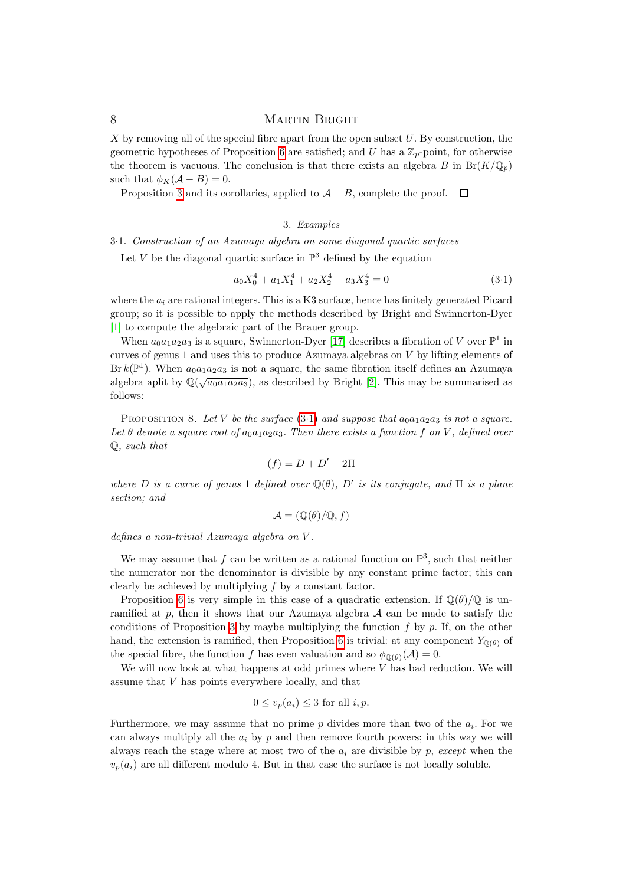$X$ by removing all of the special fibre apart from the open subset $U$. By construction, the geometric hypotheses of Proposition 6 are satisfied; and $U$ has a $\mathbb{Z}_p$-point, for otherwise the theorem is vacuous. The conclusion is that there exists an algebra $B$ in $\mathrm{Br}(K/\mathbb{Q}_p)$ such that $\phi_K(\mathcal{A} - B) = 0$.

Proposition 3 and its corollaries, applied to $\mathcal{A} - B$, complete the proof. □

## 3. *Examples*

### 3·1. *Construction of an Azumaya algebra on some diagonal quartic surfaces*

Let $V$ be the diagonal quartic surface in $\mathbb{P}^3$ defined by the equation

$$a_0 X_0^4 + a_1 X_1^4 + a_2 X_2^4 + a_3 X_3^4 = 0 \tag{3·1}$$

where the $a_i$ are rational integers. This is a K3 surface, hence has finitely generated Picard group; so it is possible to apply the methods described by Bright and Swinnerton-Dyer [1] to compute the algebraic part of the Brauer group.

When $a_0a_1a_2a_3$ is a square, Swinnerton-Dyer [17] describes a fibration of $V$ over $\mathbb{P}^1$ in curves of genus 1 and uses this to produce Azumaya algebras on $V$ by lifting elements of $\mathrm{Br}\, k(\mathbb{P}^1)$. When $a_0a_1a_2a_3$ is not a square, the same fibration itself defines an Azumaya algebra aplit by $\mathbb{Q}(\sqrt{a_0a_1a_2a_3})$, as described by Bright [2]. This may be summarised as follows:

Proposition 8. *Let $V$ be the surface (3·1) and suppose that $a_0a_1a_2a_3$ is not a square. Let $\theta$ denote a square root of $a_0a_1a_2a_3$. Then there exists a function $f$ on $V$, defined over $\mathbb{Q}$, such that*

$$(f) = D + D' - 2\Pi$$

*where $D$ is a curve of genus 1 defined over $\mathbb{Q}(\theta)$, $D'$ is its conjugate, and $\Pi$ is a plane section; and*

$$\mathcal{A} = (\mathbb{Q}(\theta)/\mathbb{Q}, f)$$

*defines a non-trivial Azumaya algebra on $V$.*

We may assume that $f$ can be written as a rational function on $\mathbb{P}^3$, such that neither the numerator nor the denominator is divisible by any constant prime factor; this can clearly be achieved by multiplying $f$ by a constant factor.

Proposition 6 is very simple in this case of a quadratic extension. If $\mathbb{Q}(\theta)/\mathbb{Q}$ is unramified at $p$, then it shows that our Azumaya algebra $\mathcal{A}$ can be made to satisfy the conditions of Proposition 3 by maybe multiplying the function $f$ by $p$. If, on the other hand, the extension is ramified, then Proposition 6 is trivial: at any component $Y_{\mathbb{Q}(\theta)}$ of the special fibre, the function $f$ has even valuation and so $\phi_{\mathbb{Q}(\theta)}(\mathcal{A}) = 0$.

We will now look at what happens at odd primes where $V$ has bad reduction. We will assume that $V$ has points everywhere locally, and that

$$0 \le v_p(a_i) \le 3 \text{ for all } i, p.$$

Furthermore, we may assume that no prime $p$ divides more than two of the $a_i$. For we can always multiply all the $a_i$ by $p$ and then remove fourth powers; in this way we will always reach the stage where at most two of the $a_i$ are divisible by $p$, *except* when the $v_p(a_i)$ are all different modulo 4. But in that case the surface is not locally soluble.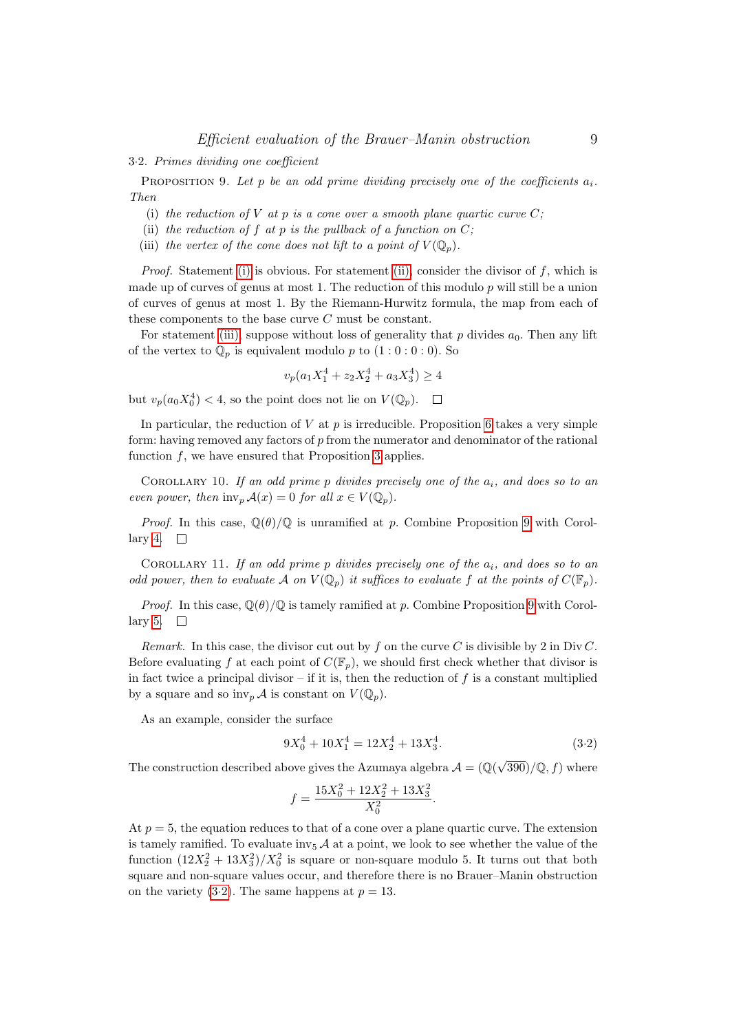3·2. *Primes dividing one coefficient*

Proposition 9. *Let $p$ be an odd prime dividing precisely one of the coefficients $a_i$. Then*

(i) *the reduction of $V$ at $p$ is a cone over a smooth plane quartic curve $C$;*
(ii) *the reduction of $f$ at $p$ is the pullback of a function on $C$;*
(iii) *the vertex of the cone does not lift to a point of $V(\mathbb{Q}_p)$.*

*Proof.* Statement (i) is obvious. For statement (ii), consider the divisor of $f$, which is made up of curves of genus at most 1. The reduction of this modulo $p$ will still be a union of curves of genus at most 1. By the Riemann-Hurwitz formula, the map from each of these components to the base curve $C$ must be constant.

For statement (iii), suppose without loss of generality that $p$ divides $a_0$. Then any lift of the vertex to $\mathbb{Q}_p$ is equivalent modulo $p$ to $(1 : 0 : 0 : 0)$. So

$$v_p(a_1 X_1^4 + z_2 X_2^4 + a_3 X_3^4) \geq 4$$

but $v_p(a_0 X_0^4) < 4$, so the point does not lie on $V(\mathbb{Q}_p)$. □

In particular, the reduction of $V$ at $p$ is irreducible. Proposition 6 takes a very simple form: having removed any factors of $p$ from the numerator and denominator of the rational function $f$, we have ensured that Proposition 3 applies.

Corollary 10. *If an odd prime $p$ divides precisely one of the $a_i$, and does so to an even power, then $\operatorname{inv}_p \mathcal{A}(x) = 0$ for all $x \in V(\mathbb{Q}_p)$.*

*Proof.* In this case, $\mathbb{Q}(\theta)/\mathbb{Q}$ is unramified at $p$. Combine Proposition 9 with Corollary 4. □

Corollary 11. *If an odd prime $p$ divides precisely one of the $a_i$, and does so to an odd power, then to evaluate $\mathcal{A}$ on $V(\mathbb{Q}_p)$ it suffices to evaluate $f$ at the points of $C(\mathbb{F}_p)$.*

*Proof.* In this case, $\mathbb{Q}(\theta)/\mathbb{Q}$ is tamely ramified at $p$. Combine Proposition 9 with Corollary 5. □

*Remark.* In this case, the divisor cut out by $f$ on the curve $C$ is divisible by 2 in $\operatorname{Div} C$. Before evaluating $f$ at each point of $C(\mathbb{F}_p)$, we should first check whether that divisor is in fact twice a principal divisor – if it is, then the reduction of $f$ is a constant multiplied by a square and so $\operatorname{inv}_p \mathcal{A}$ is constant on $V(\mathbb{Q}_p)$.

As an example, consider the surface

$$9X_0^4 + 10X_1^4 = 12X_2^4 + 13X_3^4. \tag{3·2}$$

The construction described above gives the Azumaya algebra $\mathcal{A} = (\mathbb{Q}(\sqrt{390})/\mathbb{Q}, f)$ where

$$f = \frac{15X_0^2 + 12X_2^2 + 13X_3^2}{X_0^2}.$$

At $p = 5$, the equation reduces to that of a cone over a plane quartic curve. The extension is tamely ramified. To evaluate $\operatorname{inv}_5 \mathcal{A}$ at a point, we look to see whether the value of the function $(12X_2^2 + 13X_3^2)/X_0^2$ is square or non-square modulo 5. It turns out that both square and non-square values occur, and therefore there is no Brauer–Manin obstruction on the variety (3·2). The same happens at $p = 13$.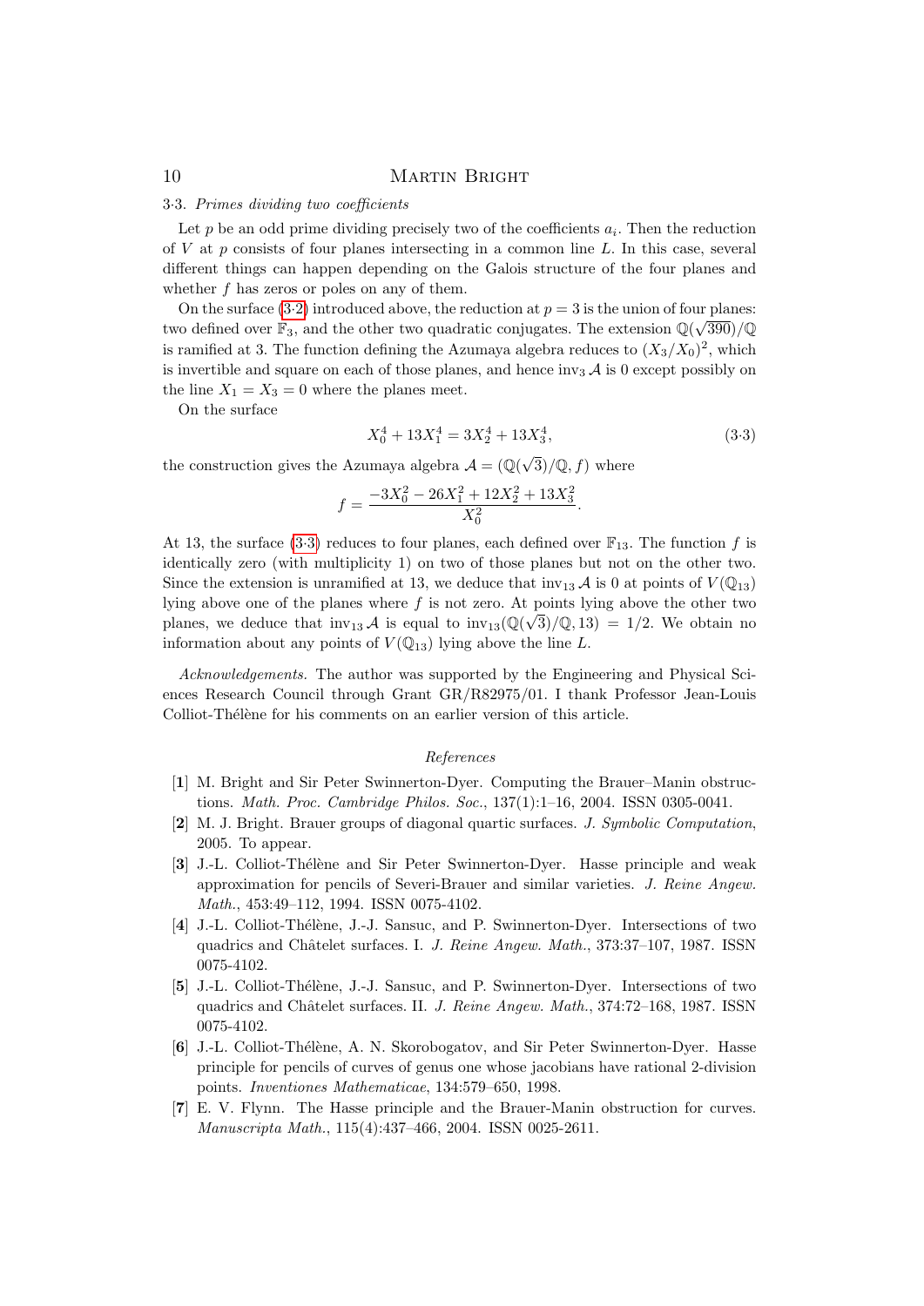### 3·3. *Primes dividing two coefficients*

Let $p$ be an odd prime dividing precisely two of the coefficients $a_i$. Then the reduction of $V$ at $p$ consists of four planes intersecting in a common line $L$. In this case, several different things can happen depending on the Galois structure of the four planes and whether $f$ has zeros or poles on any of them.

On the surface (3·2) introduced above, the reduction at $p = 3$ is the union of four planes: two defined over $\mathbb{F}_3$, and the other two quadratic conjugates. The extension $\mathbb{Q}(\sqrt{390})/\mathbb{Q}$ is ramified at 3. The function defining the Azumaya algebra reduces to $(X_3/X_0)^2$, which is invertible and square on each of those planes, and hence $\mathrm{inv}_3 \mathcal{A}$ is 0 except possibly on the line $X_1 = X_3 = 0$ where the planes meet.

On the surface

$$X_0^4 + 13X_1^4 = 3X_2^4 + 13X_3^4, \tag{3·3}$$

the construction gives the Azumaya algebra $\mathcal{A} = (\mathbb{Q}(\sqrt{3})/\mathbb{Q}, f)$ where

$$f = \frac{-3X_0^2 - 26X_1^2 + 12X_2^2 + 13X_3^2}{X_0^2}.$$

At 13, the surface (3·3) reduces to four planes, each defined over $\mathbb{F}_{13}$. The function $f$ is identically zero (with multiplicity 1) on two of those planes but not on the other two. Since the extension is unramified at 13, we deduce that $\mathrm{inv}_{13} \mathcal{A}$ is 0 at points of $V(\mathbb{Q}_{13})$ lying above one of the planes where $f$ is not zero. At points lying above the other two planes, we deduce that $\mathrm{inv}_{13} \mathcal{A}$ is equal to $\mathrm{inv}_{13}(\mathbb{Q}(\sqrt{3})/\mathbb{Q}, 13) = 1/2$. We obtain no information about any points of $V(\mathbb{Q}_{13})$ lying above the line $L$.

*Acknowledgements.* The author was supported by the Engineering and Physical Sciences Research Council through Grant GR/R82975/01. I thank Professor Jean-Louis Colliot-Thélène for his comments on an earlier version of this article.

## *References*

[**1**] M. Bright and Sir Peter Swinnerton-Dyer. Computing the Brauer–Manin obstructions. *Math. Proc. Cambridge Philos. Soc.*, 137(1):1–16, 2004. ISSN 0305-0041.

[**2**] M. J. Bright. Brauer groups of diagonal quartic surfaces. *J. Symbolic Computation*, 2005. To appear.

[**3**] J.-L. Colliot-Thélène and Sir Peter Swinnerton-Dyer. Hasse principle and weak approximation for pencils of Severi-Brauer and similar varieties. *J. Reine Angew. Math.*, 453:49–112, 1994. ISSN 0075-4102.

[**4**] J.-L. Colliot-Thélène, J.-J. Sansuc, and P. Swinnerton-Dyer. Intersections of two quadrics and Châtelet surfaces. I. *J. Reine Angew. Math.*, 373:37–107, 1987. ISSN 0075-4102.

[**5**] J.-L. Colliot-Thélène, J.-J. Sansuc, and P. Swinnerton-Dyer. Intersections of two quadrics and Châtelet surfaces. II. *J. Reine Angew. Math.*, 374:72–168, 1987. ISSN 0075-4102.

[**6**] J.-L. Colliot-Thélène, A. N. Skorobogatov, and Sir Peter Swinnerton-Dyer. Hasse principle for pencils of curves of genus one whose jacobians have rational 2-division points. *Inventiones Mathematicae*, 134:579–650, 1998.

[**7**] E. V. Flynn. The Hasse principle and the Brauer-Manin obstruction for curves. *Manuscripta Math.*, 115(4):437–466, 2004. ISSN 0025-2611.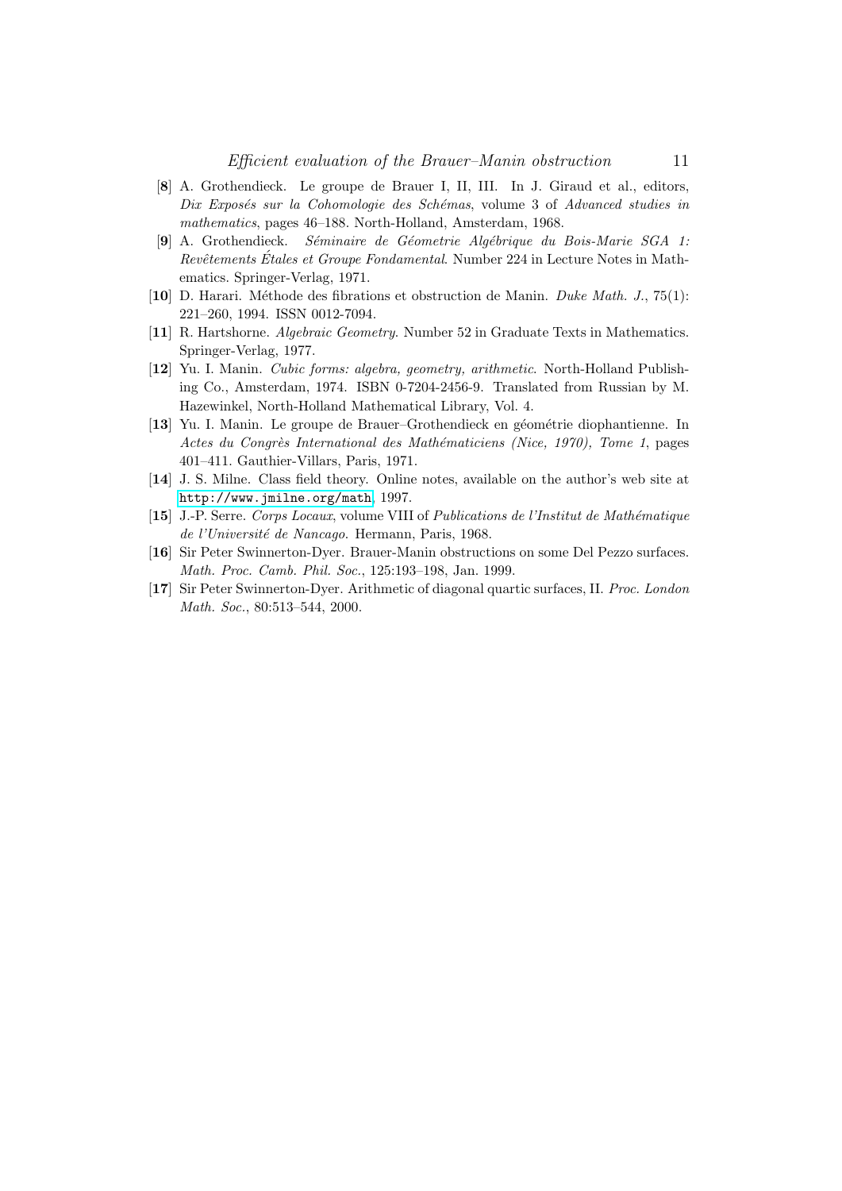[**8**] A. Grothendieck. Le groupe de Brauer I, II, III. In J. Giraud et al., editors, *Dix Exposés sur la Cohomologie des Schémas*, volume 3 of *Advanced studies in mathematics*, pages 46–188. North-Holland, Amsterdam, 1968.

[**9**] A. Grothendieck. *Séminaire de Géometrie Algébrique du Bois-Marie SGA 1: Revêtements Étales et Groupe Fondamental*. Number 224 in Lecture Notes in Mathematics. Springer-Verlag, 1971.

[**10**] D. Harari. Méthode des fibrations et obstruction de Manin. *Duke Math. J.*, 75(1): 221–260, 1994. ISSN 0012-7094.

[**11**] R. Hartshorne. *Algebraic Geometry*. Number 52 in Graduate Texts in Mathematics. Springer-Verlag, 1977.

[**12**] Yu. I. Manin. *Cubic forms: algebra, geometry, arithmetic*. North-Holland Publishing Co., Amsterdam, 1974. ISBN 0-7204-2456-9. Translated from Russian by M. Hazewinkel, North-Holland Mathematical Library, Vol. 4.

[**13**] Yu. I. Manin. Le groupe de Brauer–Grothendieck en géométrie diophantienne. In *Actes du Congrès International des Mathématiciens (Nice, 1970), Tome 1*, pages 401–411. Gauthier-Villars, Paris, 1971.

[**14**] J. S. Milne. Class field theory. Online notes, available on the author's web site at http://www.jmilne.org/math, 1997.

[**15**] J.-P. Serre. *Corps Locaux*, volume VIII of *Publications de l'Institut de Mathématique de l'Université de Nancago*. Hermann, Paris, 1968.

[**16**] Sir Peter Swinnerton-Dyer. Brauer-Manin obstructions on some Del Pezzo surfaces. *Math. Proc. Camb. Phil. Soc.*, 125:193–198, Jan. 1999.

[**17**] Sir Peter Swinnerton-Dyer. Arithmetic of diagonal quartic surfaces, II. *Proc. London Math. Soc.*, 80:513–544, 2000.